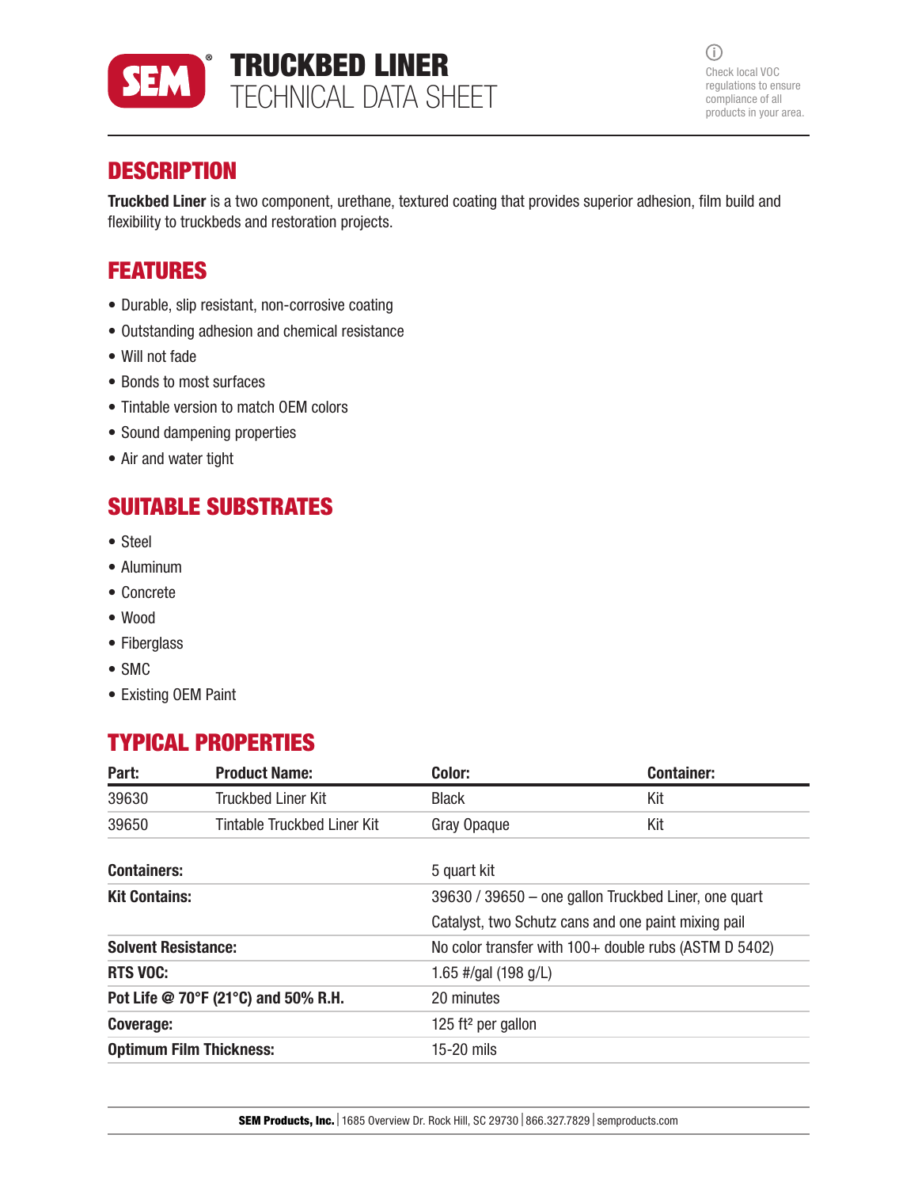# TRUCKBED LINER
## TECHNICAL DATA SHEET

Check local VOC regulations to ensure compliance of all products in your area.

## DESCRIPTION

**Truckbed Liner** is a two component, urethane, textured coating that provides superior adhesion, film build and flexibility to truckbeds and restoration projects.

## FEATURES

- Durable, slip resistant, non-corrosive coating
- Outstanding adhesion and chemical resistance
- Will not fade
- Bonds to most surfaces
- Tintable version to match OEM colors
- Sound dampening properties
- Air and water tight

## SUITABLE SUBSTRATES

- Steel
- Aluminum
- Concrete
- Wood
- Fiberglass
- SMC
- Existing OEM Paint

## TYPICAL PROPERTIES

| Part: | Product Name: | Color: | Container: |
|---|---|---|---|
| 39630 | Truckbed Liner Kit | Black | Kit |
| 39650 | Tintable Truckbed Liner Kit | Gray Opaque | Kit |

| | |
|---|---|
| **Containers:** | 5 quart kit |
| **Kit Contains:** | 39630 / 39650 – one gallon Truckbed Liner, one quart Catalyst, two Schutz cans and one paint mixing pail |
| **Solvent Resistance:** | No color transfer with 100+ double rubs (ASTM D 5402) |
| **RTS VOC:** | 1.65 #/gal (198 g/L) |
| **Pot Life @ 70°F (21°C) and 50% R.H.** | 20 minutes |
| **Coverage:** | 125 ft² per gallon |
| **Optimum Film Thickness:** | 15-20 mils |

**SEM Products, Inc.** | 1685 Overview Dr. Rock Hill, SC 29730 | 866.327.7829 | semproducts.com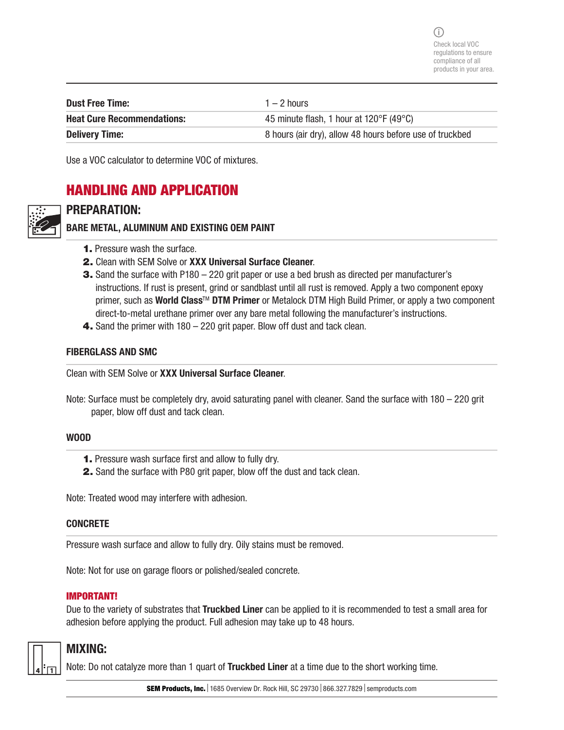Check local VOC regulations to ensure compliance of all products in your area.

| | |
|---|---|
| **Dust Free Time:** | 1 – 2 hours |
| **Heat Cure Recommendations:** | 45 minute flash, 1 hour at 120°F (49°C) |
| **Delivery Time:** | 8 hours (air dry), allow 48 hours before use of truckbed |

Use a VOC calculator to determine VOC of mixtures.

## HANDLING AND APPLICATION

### PREPARATION:

#### BARE METAL, ALUMINUM AND EXISTING OEM PAINT

1. Pressure wash the surface.
2. Clean with SEM Solve or **XXX Universal Surface Cleaner**.
3. Sand the surface with P180 – 220 grit paper or use a bed brush as directed per manufacturer's instructions. If rust is present, grind or sandblast until all rust is removed. Apply a two component epoxy primer, such as **World Class**™ **DTM Primer** or Metalock DTM High Build Primer, or apply a two component direct-to-metal urethane primer over any bare metal following the manufacturer's instructions.
4. Sand the primer with 180 – 220 grit paper. Blow off dust and tack clean.

#### FIBERGLASS AND SMC

Clean with SEM Solve or **XXX Universal Surface Cleaner**.

Note: Surface must be completely dry, avoid saturating panel with cleaner. Sand the surface with 180 – 220 grit paper, blow off dust and tack clean.

#### WOOD

1. Pressure wash surface first and allow to fully dry.
2. Sand the surface with P80 grit paper, blow off the dust and tack clean.

Note: Treated wood may interfere with adhesion.

#### CONCRETE

Pressure wash surface and allow to fully dry. Oily stains must be removed.

Note: Not for use on garage floors or polished/sealed concrete.

**IMPORTANT!**

Due to the variety of substrates that **Truckbed Liner** can be applied to it is recommended to test a small area for adhesion before applying the product. Full adhesion may take up to 48 hours.

### MIXING:

Note: Do not catalyze more than 1 quart of **Truckbed Liner** at a time due to the short working time.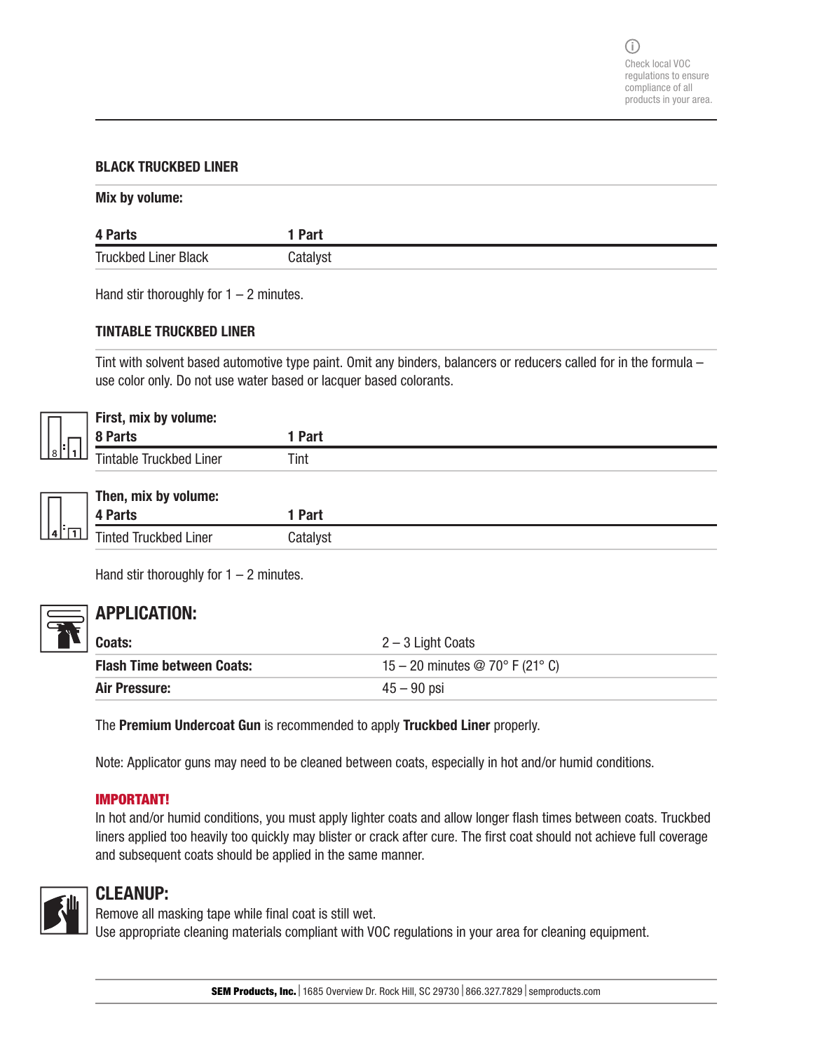Check local VOC regulations to ensure compliance of all products in your area.

### BLACK TRUCKBED LINER

**Mix by volume:**

| 4 Parts | 1 Part |
| --- | --- |
| Truckbed Liner Black | Catalyst |

Hand stir thoroughly for 1 – 2 minutes.

### TINTABLE TRUCKBED LINER

Tint with solvent based automotive type paint. Omit any binders, balancers or reducers called for in the formula – use color only. Do not use water based or lacquer based colorants.

**First, mix by volume:**

| 8 Parts | 1 Part |
| --- | --- |
| Tintable Truckbed Liner | Tint |

**Then, mix by volume:**

| 4 Parts | 1 Part |
| --- | --- |
| Tinted Truckbed Liner | Catalyst |

Hand stir thoroughly for 1 – 2 minutes.

## APPLICATION:

| | |
| --- | --- |
| **Coats:** | 2 – 3 Light Coats |
| **Flash Time between Coats:** | 15 – 20 minutes @ 70° F (21° C) |
| **Air Pressure:** | 45 – 90 psi |

The **Premium Undercoat Gun** is recommended to apply **Truckbed Liner** properly.

Note: Applicator guns may need to be cleaned between coats, especially in hot and/or humid conditions.

**IMPORTANT!**

In hot and/or humid conditions, you must apply lighter coats and allow longer flash times between coats. Truckbed liners applied too heavily too quickly may blister or crack after cure. The first coat should not achieve full coverage and subsequent coats should be applied in the same manner.

## CLEANUP:

Remove all masking tape while final coat is still wet.
Use appropriate cleaning materials compliant with VOC regulations in your area for cleaning equipment.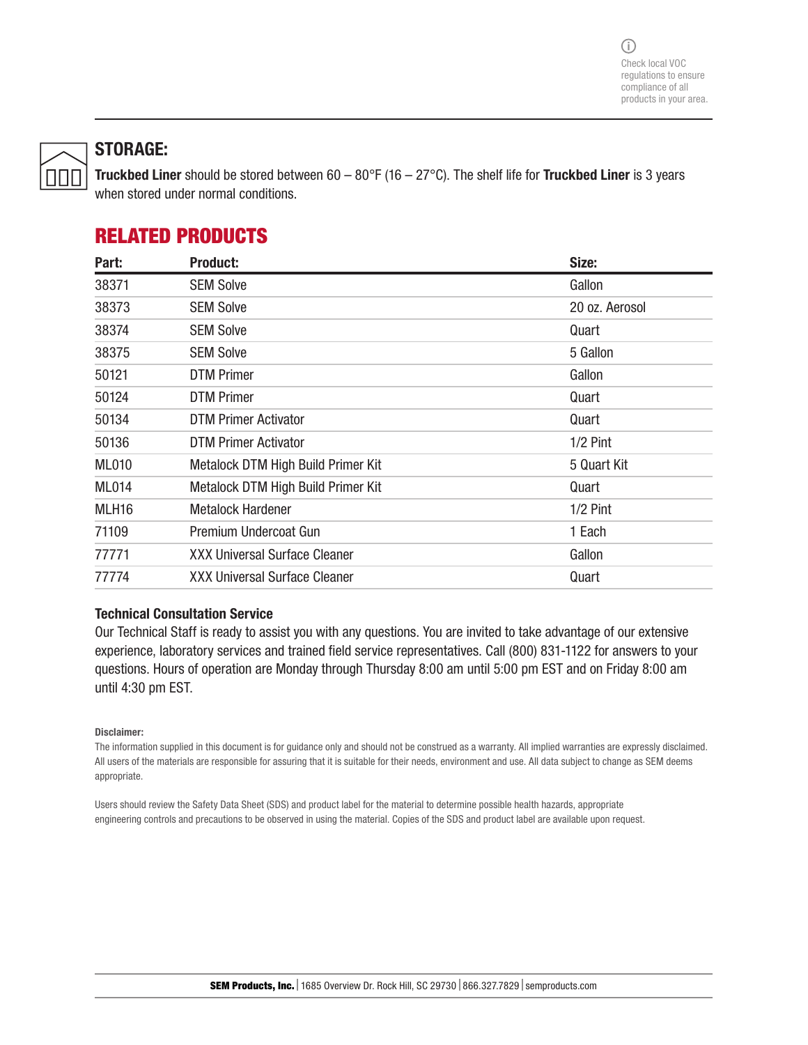Check local VOC regulations to ensure compliance of all products in your area.

## STORAGE:

**Truckbed Liner** should be stored between 60 – 80°F (16 – 27°C). The shelf life for **Truckbed Liner** is 3 years when stored under normal conditions.

## RELATED PRODUCTS

| Part: | Product: | Size: |
|---|---|---|
| 38371 | SEM Solve | Gallon |
| 38373 | SEM Solve | 20 oz. Aerosol |
| 38374 | SEM Solve | Quart |
| 38375 | SEM Solve | 5 Gallon |
| 50121 | DTM Primer | Gallon |
| 50124 | DTM Primer | Quart |
| 50134 | DTM Primer Activator | Quart |
| 50136 | DTM Primer Activator | 1/2 Pint |
| ML010 | Metalock DTM High Build Primer Kit | 5 Quart Kit |
| ML014 | Metalock DTM High Build Primer Kit | Quart |
| MLH16 | Metalock Hardener | 1/2 Pint |
| 71109 | Premium Undercoat Gun | 1 Each |
| 77771 | XXX Universal Surface Cleaner | Gallon |
| 77774 | XXX Universal Surface Cleaner | Quart |

### Technical Consultation Service

Our Technical Staff is ready to assist you with any questions. You are invited to take advantage of our extensive experience, laboratory services and trained field service representatives. Call (800) 831-1122 for answers to your questions. Hours of operation are Monday through Thursday 8:00 am until 5:00 pm EST and on Friday 8:00 am until 4:30 pm EST.

**Disclaimer:**

The information supplied in this document is for guidance only and should not be construed as a warranty. All implied warranties are expressly disclaimed. All users of the materials are responsible for assuring that it is suitable for their needs, environment and use. All data subject to change as SEM deems appropriate.

Users should review the Safety Data Sheet (SDS) and product label for the material to determine possible health hazards, appropriate engineering controls and precautions to be observed in using the material. Copies of the SDS and product label are available upon request.

**SEM Products, Inc.** | 1685 Overview Dr. Rock Hill, SC 29730 | 866.327.7829 | semproducts.com